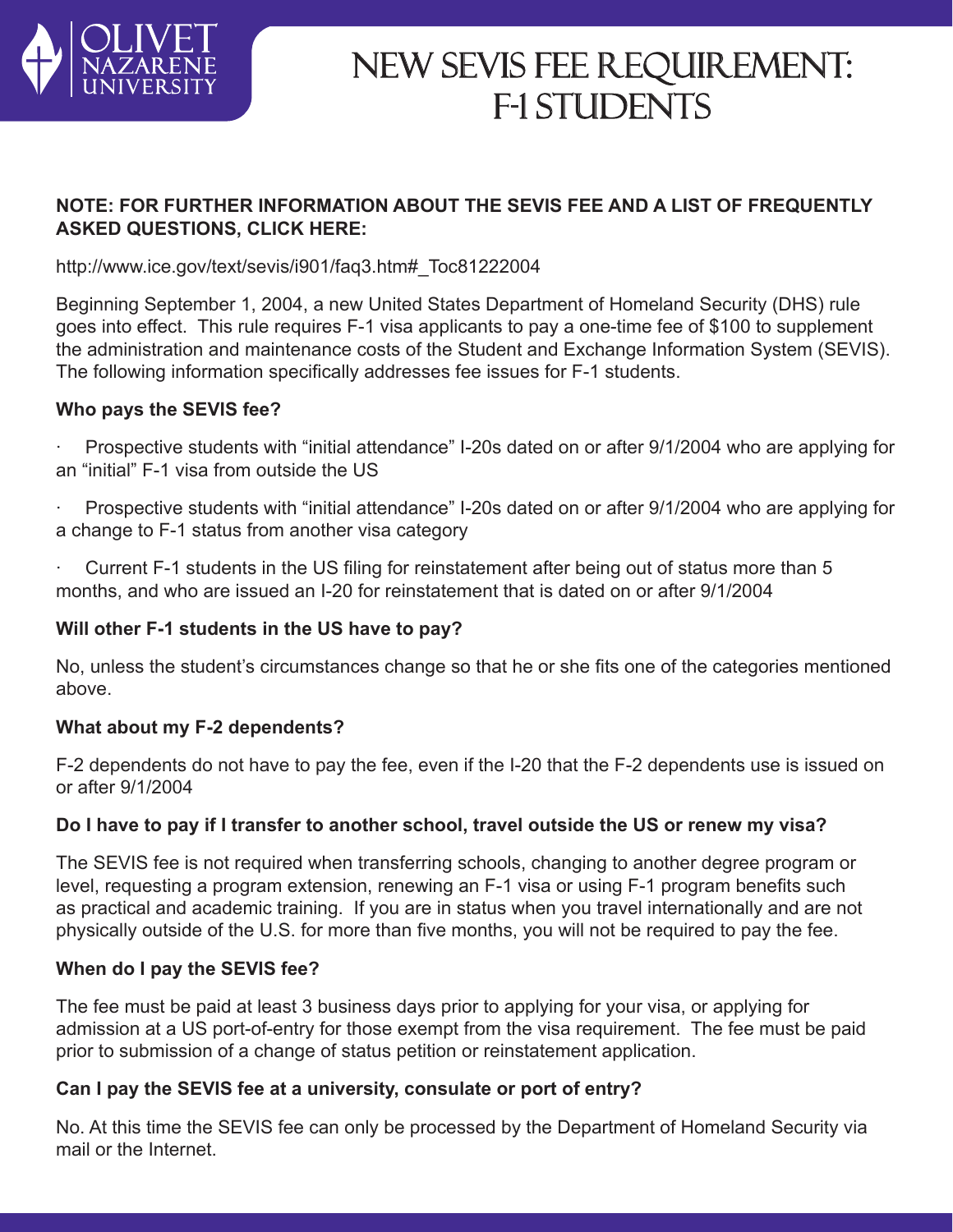# NEW SEVIS FEE REQUIREMENT: F-1 STUDENTS

**NOTE: FOR FURTHER INFORMATION ABOUT THE SEVIS FEE AND A LIST OF FREQUENTLY ASKED QUESTIONS, CLICK HERE:**

http://www.ice.gov/text/sevis/i901/faq3.htm#_Toc81222004

Beginning September 1, 2004, a new United States Department of Homeland Security (DHS) rule goes into effect. This rule requires F-1 visa applicants to pay a one-time fee of $100 to supplement the administration and maintenance costs of the Student and Exchange Information System (SEVIS). The following information specifically addresses fee issues for F-1 students.

**Who pays the SEVIS fee?**

- Prospective students with "initial attendance" I-20s dated on or after 9/1/2004 who are applying for an "initial" F-1 visa from outside the US
- Prospective students with "initial attendance" I-20s dated on or after 9/1/2004 who are applying for a change to F-1 status from another visa category
- Current F-1 students in the US filing for reinstatement after being out of status more than 5 months, and who are issued an I-20 for reinstatement that is dated on or after 9/1/2004

**Will other F-1 students in the US have to pay?**

No, unless the student's circumstances change so that he or she fits one of the categories mentioned above.

**What about my F-2 dependents?**

F-2 dependents do not have to pay the fee, even if the I-20 that the F-2 dependents use is issued on or after 9/1/2004

**Do I have to pay if I transfer to another school, travel outside the US or renew my visa?**

The SEVIS fee is not required when transferring schools, changing to another degree program or level, requesting a program extension, renewing an F-1 visa or using F-1 program benefits such as practical and academic training. If you are in status when you travel internationally and are not physically outside of the U.S. for more than five months, you will not be required to pay the fee.

**When do I pay the SEVIS fee?**

The fee must be paid at least 3 business days prior to applying for your visa, or applying for admission at a US port-of-entry for those exempt from the visa requirement. The fee must be paid prior to submission of a change of status petition or reinstatement application.

**Can I pay the SEVIS fee at a university, consulate or port of entry?**

No. At this time the SEVIS fee can only be processed by the Department of Homeland Security via mail or the Internet.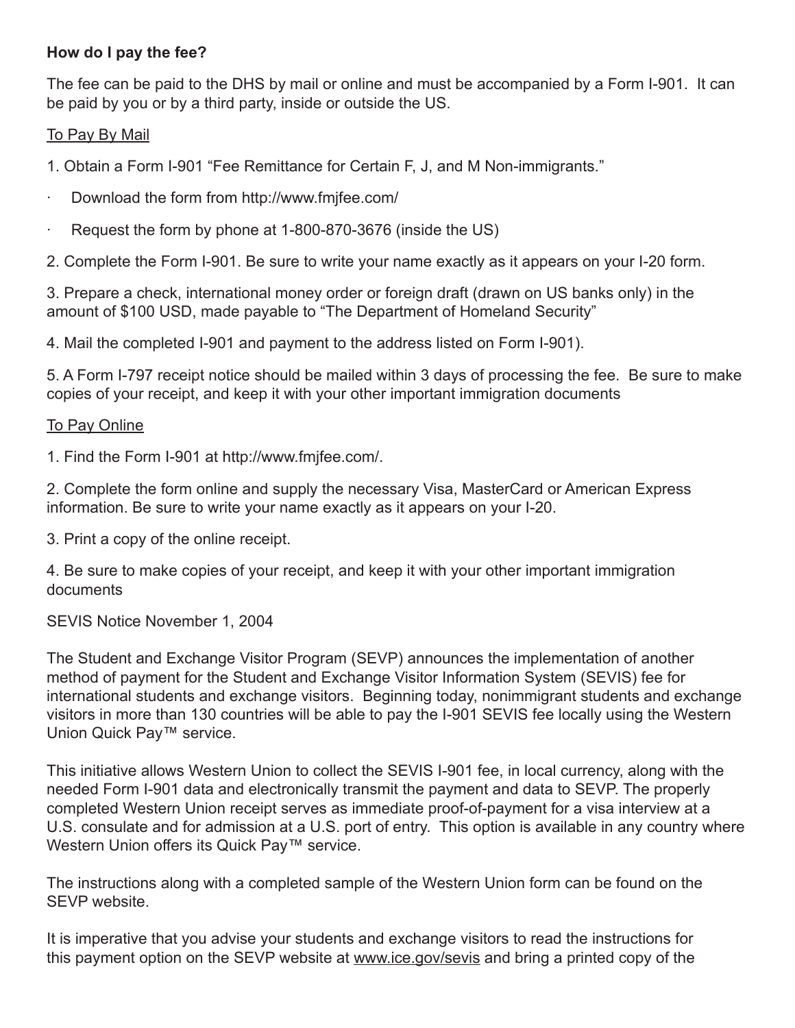**How do I pay the fee?**

The fee can be paid to the DHS by mail or online and must be accompanied by a Form I-901. It can be paid by you or by a third party, inside or outside the US.

<u>To Pay By Mail</u>

1. Obtain a Form I-901 “Fee Remittance for Certain F, J, and M Non-immigrants.”

- Download the form from http://www.fmjfee.com/
- Request the form by phone at 1-800-870-3676 (inside the US)

2. Complete the Form I-901. Be sure to write your name exactly as it appears on your I-20 form.

3. Prepare a check, international money order or foreign draft (drawn on US banks only) in the amount of $100 USD, made payable to “The Department of Homeland Security”

4. Mail the completed I-901 and payment to the address listed on Form I-901).

5. A Form I-797 receipt notice should be mailed within 3 days of processing the fee. Be sure to make copies of your receipt, and keep it with your other important immigration documents

<u>To Pay Online</u>

1. Find the Form I-901 at http://www.fmjfee.com/.

2. Complete the form online and supply the necessary Visa, MasterCard or American Express information. Be sure to write your name exactly as it appears on your I-20.

3. Print a copy of the online receipt.

4. Be sure to make copies of your receipt, and keep it with your other important immigration documents

SEVIS Notice November 1, 2004

The Student and Exchange Visitor Program (SEVP) announces the implementation of another method of payment for the Student and Exchange Visitor Information System (SEVIS) fee for international students and exchange visitors. Beginning today, nonimmigrant students and exchange visitors in more than 130 countries will be able to pay the I-901 SEVIS fee locally using the Western Union Quick Pay™ service.

This initiative allows Western Union to collect the SEVIS I-901 fee, in local currency, along with the needed Form I-901 data and electronically transmit the payment and data to SEVP. The properly completed Western Union receipt serves as immediate proof-of-payment for a visa interview at a U.S. consulate and for admission at a U.S. port of entry. This option is available in any country where Western Union offers its Quick Pay™ service.

The instructions along with a completed sample of the Western Union form can be found on the SEVP website.

It is imperative that you advise your students and exchange visitors to read the instructions for this payment option on the SEVP website at <u>www.ice.gov/sevis</u> and bring a printed copy of the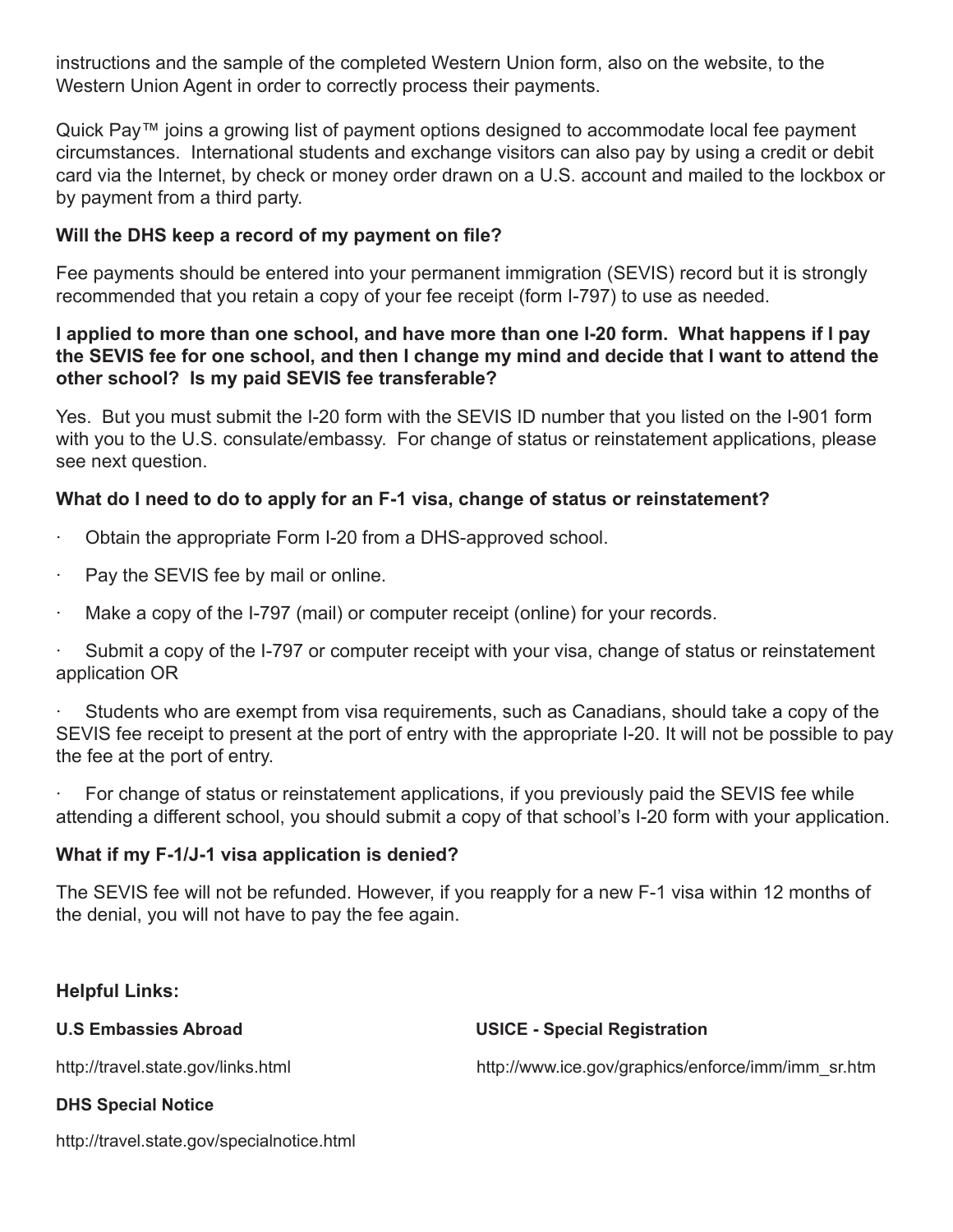instructions and the sample of the completed Western Union form, also on the website, to the Western Union Agent in order to correctly process their payments.

Quick Pay™ joins a growing list of payment options designed to accommodate local fee payment circumstances. International students and exchange visitors can also pay by using a credit or debit card via the Internet, by check or money order drawn on a U.S. account and mailed to the lockbox or by payment from a third party.

**Will the DHS keep a record of my payment on file?**

Fee payments should be entered into your permanent immigration (SEVIS) record but it is strongly recommended that you retain a copy of your fee receipt (form I-797) to use as needed.

**I applied to more than one school, and have more than one I-20 form. What happens if I pay the SEVIS fee for one school, and then I change my mind and decide that I want to attend the other school? Is my paid SEVIS fee transferable?**

Yes. But you must submit the I-20 form with the SEVIS ID number that you listed on the I-901 form with you to the U.S. consulate/embassy. For change of status or reinstatement applications, please see next question.

**What do I need to do to apply for an F-1 visa, change of status or reinstatement?**

- Obtain the appropriate Form I-20 from a DHS-approved school.
- Pay the SEVIS fee by mail or online.
- Make a copy of the I-797 (mail) or computer receipt (online) for your records.
- Submit a copy of the I-797 or computer receipt with your visa, change of status or reinstatement application OR
- Students who are exempt from visa requirements, such as Canadians, should take a copy of the SEVIS fee receipt to present at the port of entry with the appropriate I-20. It will not be possible to pay the fee at the port of entry.
- For change of status or reinstatement applications, if you previously paid the SEVIS fee while attending a different school, you should submit a copy of that school's I-20 form with your application.

**What if my F-1/J-1 visa application is denied?**

The SEVIS fee will not be refunded. However, if you reapply for a new F-1 visa within 12 months of the denial, you will not have to pay the fee again.

**Helpful Links:**

**U.S Embassies Abroad**

http://travel.state.gov/links.html

**DHS Special Notice**

http://travel.state.gov/specialnotice.html

**USICE - Special Registration**

http://www.ice.gov/graphics/enforce/imm/imm_sr.htm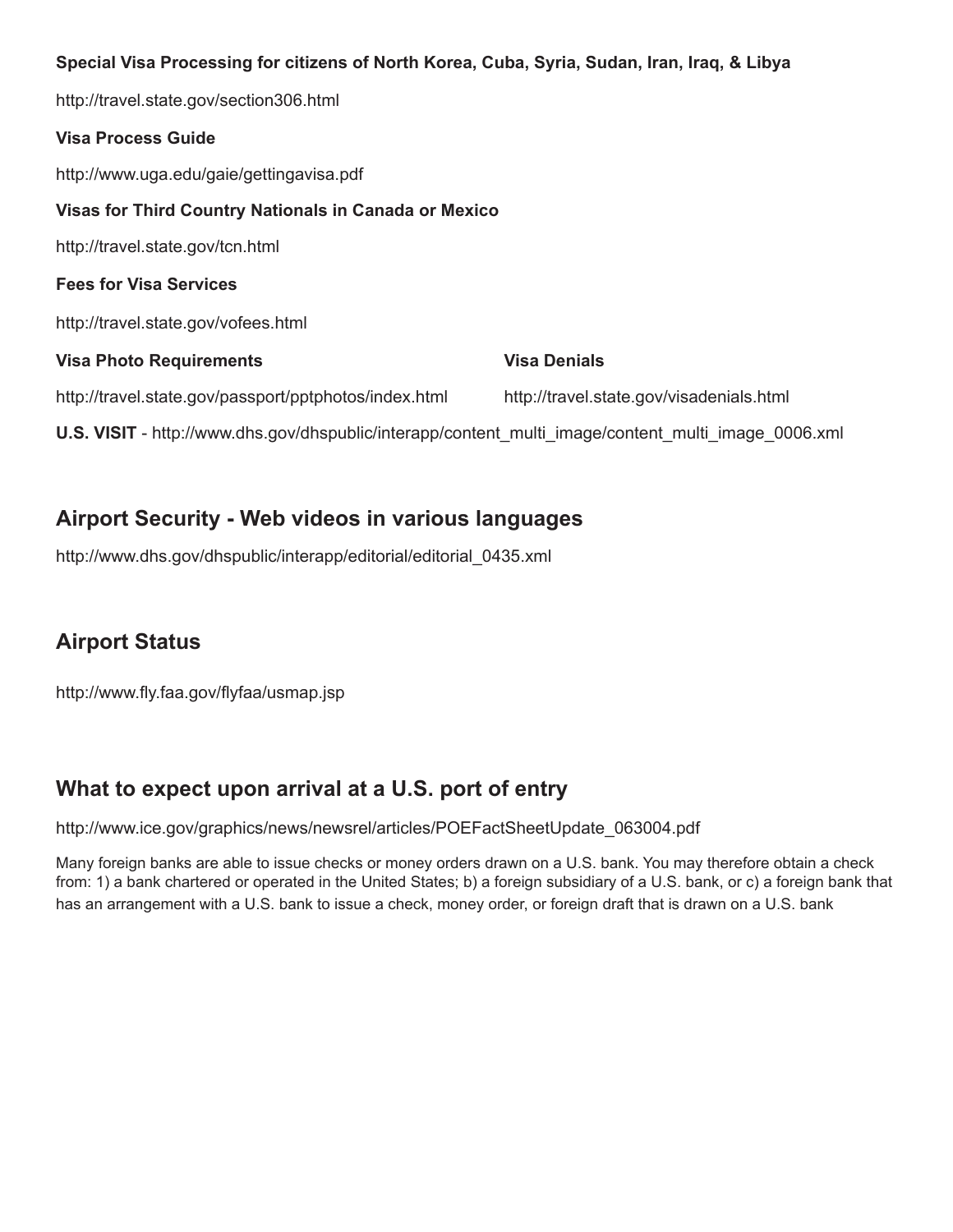**Special Visa Processing for citizens of North Korea, Cuba, Syria, Sudan, Iran, Iraq, & Libya**

http://travel.state.gov/section306.html

**Visa Process Guide**

http://www.uga.edu/gaie/gettingavisa.pdf

**Visas for Third Country Nationals in Canada or Mexico**

http://travel.state.gov/tcn.html

**Fees for Visa Services**

http://travel.state.gov/vofees.html

**Visa Photo Requirements**

http://travel.state.gov/passport/pptphotos/index.html

**Visa Denials**

http://travel.state.gov/visadenials.html

**U.S. VISIT** - http://www.dhs.gov/dhspublic/interapp/content_multi_image/content_multi_image_0006.xml

## Airport Security - Web videos in various languages

http://www.dhs.gov/dhspublic/interapp/editorial/editorial_0435.xml

## Airport Status

http://www.fly.faa.gov/flyfaa/usmap.jsp

## What to expect upon arrival at a U.S. port of entry

http://www.ice.gov/graphics/news/newsrel/articles/POEFactSheetUpdate_063004.pdf

Many foreign banks are able to issue checks or money orders drawn on a U.S. bank. You may therefore obtain a check from: 1) a bank chartered or operated in the United States; b) a foreign subsidiary of a U.S. bank, or c) a foreign bank that has an arrangement with a U.S. bank to issue a check, money order, or foreign draft that is drawn on a U.S. bank